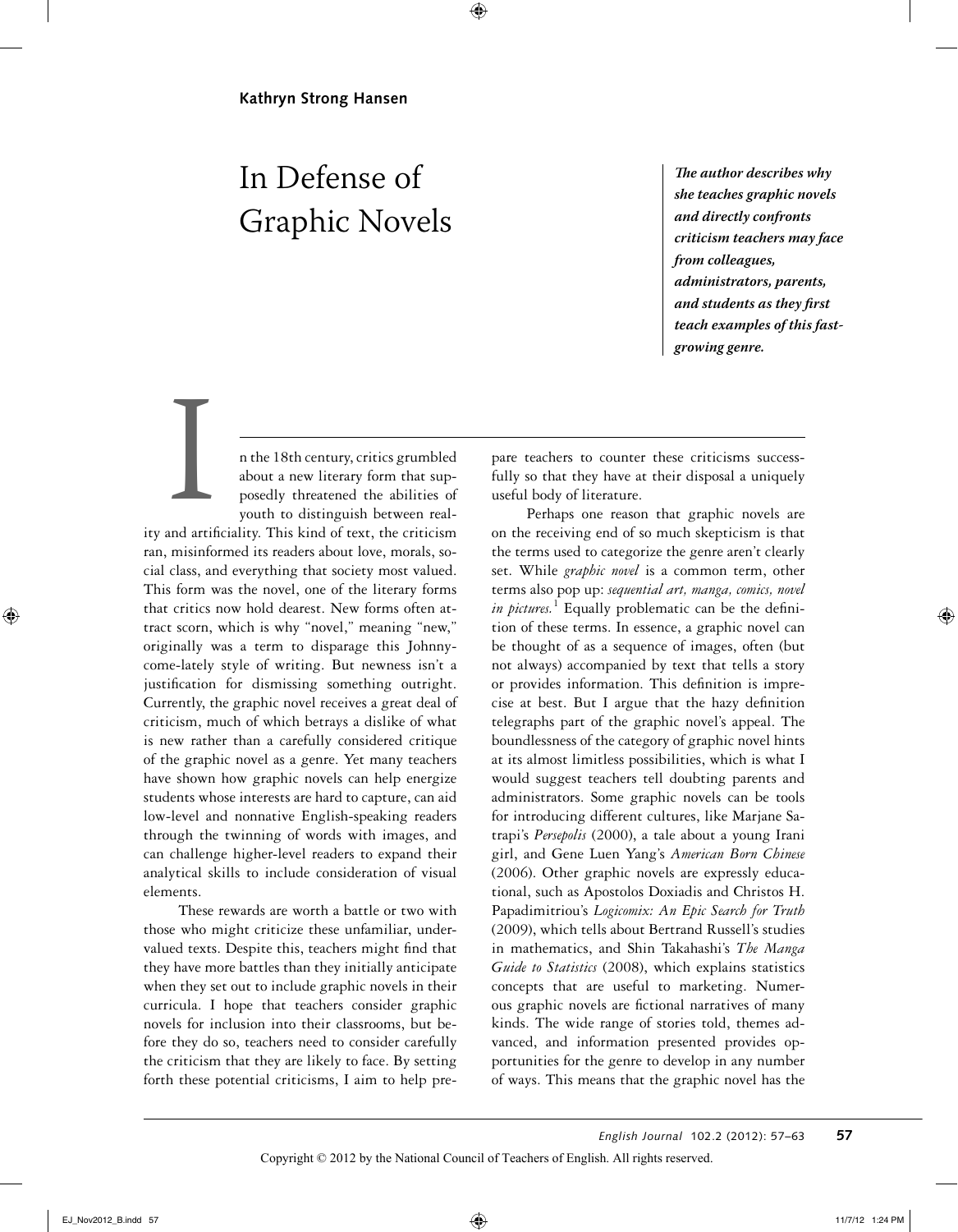**Kathryn Strong Hansen**

# In Defense of Graphic Novels

***The author describes why she teaches graphic novels and directly confronts criticism teachers may face from colleagues, administrators, parents, and students as they first teach examples of this fast-growing genre.***

In the 18th century, critics grumbled about a new literary form that supposedly threatened the abilities of youth to distinguish between reality and artificiality. This kind of text, the criticism ran, misinformed its readers about love, morals, social class, and everything that society most valued. This form was the novel, one of the literary forms that critics now hold dearest. New forms often attract scorn, which is why "novel," meaning "new," originally was a term to disparage this Johnny-come-lately style of writing. But newness isn't a justification for dismissing something outright. Currently, the graphic novel receives a great deal of criticism, much of which betrays a dislike of what is new rather than a carefully considered critique of the graphic novel as a genre. Yet many teachers have shown how graphic novels can help energize students whose interests are hard to capture, can aid low-level and nonnative English-speaking readers through the twinning of words with images, and can challenge higher-level readers to expand their analytical skills to include consideration of visual elements.

These rewards are worth a battle or two with those who might criticize these unfamiliar, undervalued texts. Despite this, teachers might find that they have more battles than they initially anticipate when they set out to include graphic novels in their curricula. I hope that teachers consider graphic novels for inclusion into their classrooms, but before they do so, teachers need to consider carefully the criticism that they are likely to face. By setting forth these potential criticisms, I aim to help prepare teachers to counter these criticisms successfully so that they have at their disposal a uniquely useful body of literature.

Perhaps one reason that graphic novels are on the receiving end of so much skepticism is that the terms used to categorize the genre aren't clearly set. While *graphic novel* is a common term, other terms also pop up: *sequential art, manga, comics, novel in pictures.*[1] Equally problematic can be the definition of these terms. In essence, a graphic novel can be thought of as a sequence of images, often (but not always) accompanied by text that tells a story or provides information. This definition is imprecise at best. But I argue that the hazy definition telegraphs part of the graphic novel's appeal. The boundlessness of the category of graphic novel hints at its almost limitless possibilities, which is what I would suggest teachers tell doubting parents and administrators. Some graphic novels can be tools for introducing different cultures, like Marjane Satrapi's *Persepolis* (2000), a tale about a young Irani girl, and Gene Luen Yang's *American Born Chinese* (2006). Other graphic novels are expressly educational, such as Apostolos Doxiadis and Christos H. Papadimitriou's *Logicomix: An Epic Search for Truth* (2009), which tells about Bertrand Russell's studies in mathematics, and Shin Takahashi's *The Manga Guide to Statistics* (2008), which explains statistics concepts that are useful to marketing. Numerous graphic novels are fictional narratives of many kinds. The wide range of stories told, themes advanced, and information presented provides opportunities for the genre to develop in any number of ways. This means that the graphic novel has the

Copyright © 2012 by the National Council of Teachers of English. All rights reserved.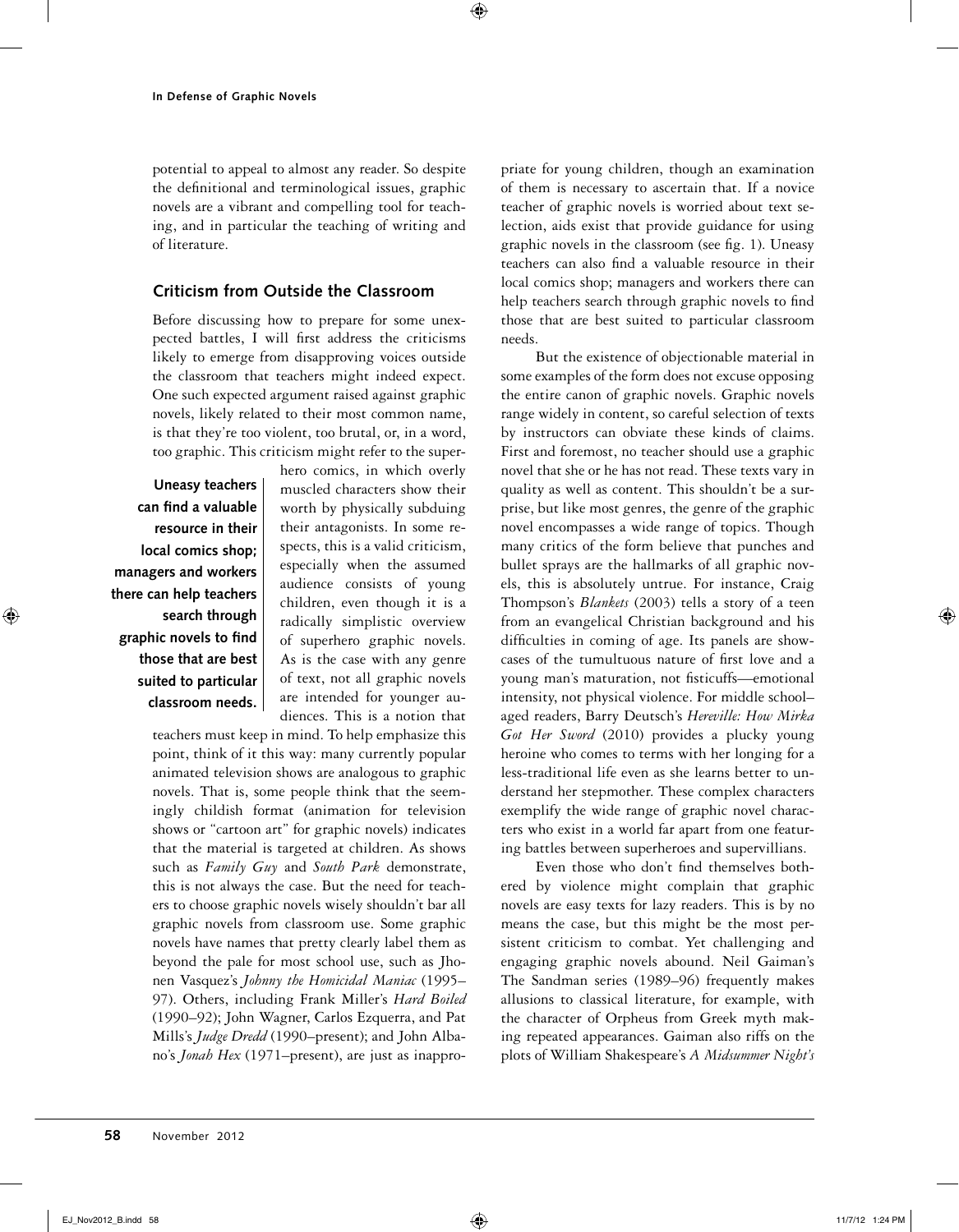potential to appeal to almost any reader. So despite the definitional and terminological issues, graphic novels are a vibrant and compelling tool for teaching, and in particular the teaching of writing and of literature.

## Criticism from Outside the Classroom

Before discussing how to prepare for some unexpected battles, I will first address the criticisms likely to emerge from disapproving voices outside the classroom that teachers might indeed expect. One such expected argument raised against graphic novels, likely related to their most common name, is that they're too violent, too brutal, or, in a word, too graphic. This criticism might refer to the superhero comics, in which overly muscled characters show their worth by physically subduing their antagonists. In some respects, this is a valid criticism, especially when the assumed audience consists of young children, even though it is a radically simplistic overview of superhero graphic novels. As is the case with any genre of text, not all graphic novels are intended for younger audiences. This is a notion that teachers must keep in mind. To help emphasize this point, think of it this way: many currently popular animated television shows are analogous to graphic novels. That is, some people think that the seemingly childish format (animation for television shows or "cartoon art" for graphic novels) indicates that the material is targeted at children. As shows such as *Family Guy* and *South Park* demonstrate, this is not always the case. But the need for teachers to choose graphic novels wisely shouldn't bar all graphic novels from classroom use. Some graphic novels have names that pretty clearly label them as beyond the pale for most school use, such as Jhonen Vasquez's *Johnny the Homicidal Maniac* (1995–97). Others, including Frank Miller's *Hard Boiled* (1990–92); John Wagner, Carlos Ezquerra, and Pat Mills's *Judge Dredd* (1990–present); and John Albano's *Jonah Hex* (1971–present), are just as inappropriate for young children, though an examination of them is necessary to ascertain that. If a novice teacher of graphic novels is worried about text selection, aids exist that provide guidance for using graphic novels in the classroom (see fig. 1). Uneasy teachers can also find a valuable resource in their local comics shop; managers and workers there can help teachers search through graphic novels to find those that are best suited to particular classroom needs.

**Uneasy teachers can find a valuable resource in their local comics shop; managers and workers there can help teachers search through graphic novels to find those that are best suited to particular classroom needs.**

But the existence of objectionable material in some examples of the form does not excuse opposing the entire canon of graphic novels. Graphic novels range widely in content, so careful selection of texts by instructors can obviate these kinds of claims. First and foremost, no teacher should use a graphic novel that she or he has not read. These texts vary in quality as well as content. This shouldn't be a surprise, but like most genres, the genre of the graphic novel encompasses a wide range of topics. Though many critics of the form believe that punches and bullet sprays are the hallmarks of all graphic novels, this is absolutely untrue. For instance, Craig Thompson's *Blankets* (2003) tells a story of a teen from an evangelical Christian background and his difficulties in coming of age. Its panels are showcases of the tumultuous nature of first love and a young man's maturation, not fisticuffs—emotional intensity, not physical violence. For middle school–aged readers, Barry Deutsch's *Hereville: How Mirka Got Her Sword* (2010) provides a plucky young heroine who comes to terms with her longing for a less-traditional life even as she learns better to understand her stepmother. These complex characters exemplify the wide range of graphic novel characters who exist in a world far apart from one featuring battles between superheroes and supervillians.

Even those who don't find themselves bothered by violence might complain that graphic novels are easy texts for lazy readers. This is by no means the case, but this might be the most persistent criticism to combat. Yet challenging and engaging graphic novels abound. Neil Gaiman's The Sandman series (1989–96) frequently makes allusions to classical literature, for example, with the character of Orpheus from Greek myth making repeated appearances. Gaiman also riffs on the plots of William Shakespeare's *A Midsummer Night's*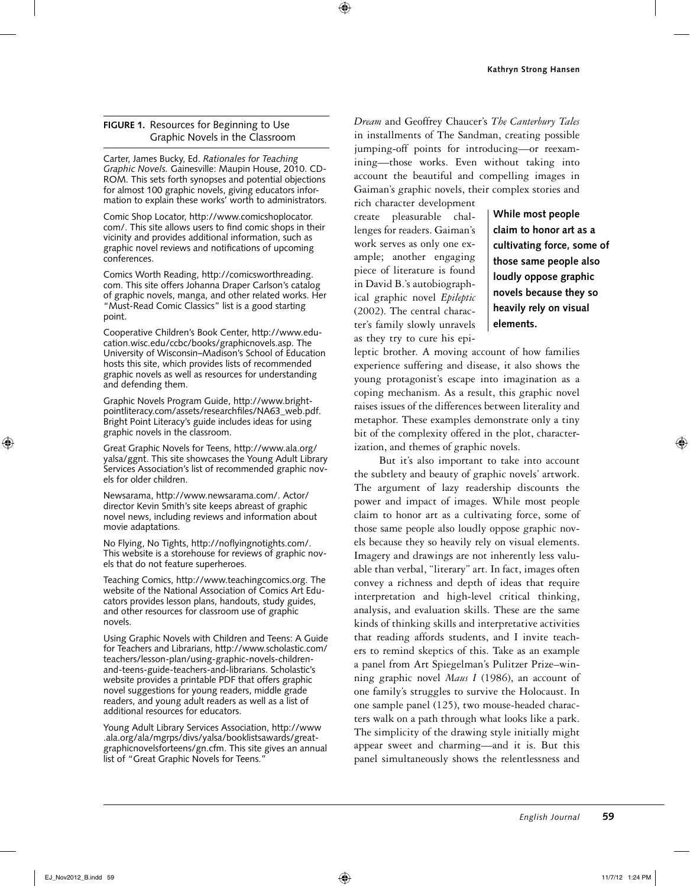**FIGURE 1.** Resources for Beginning to Use Graphic Novels in the Classroom

Carter, James Bucky, Ed. *Rationales for Teaching Graphic Novels.* Gainesville: Maupin House, 2010. CD-ROM. This sets forth synopses and potential objections for almost 100 graphic novels, giving educators information to explain these works' worth to administrators.

Comic Shop Locator, http://www.comicshoplocator.com/. This site allows users to find comic shops in their vicinity and provides additional information, such as graphic novel reviews and notifications of upcoming conferences.

Comics Worth Reading, http://comicsworthreading.com. This site offers Johanna Draper Carlson's catalog of graphic novels, manga, and other related works. Her "Must-Read Comic Classics" list is a good starting point.

Cooperative Children's Book Center, http://www.education.wisc.edu/ccbc/books/graphicnovels.asp. The University of Wisconsin–Madison's School of Education hosts this site, which provides lists of recommended graphic novels as well as resources for understanding and defending them.

Graphic Novels Program Guide, http://www.brightpointliteracy.com/assets/researchfiles/NA63_web.pdf. Bright Point Literacy's guide includes ideas for using graphic novels in the classroom.

Great Graphic Novels for Teens, http://www.ala.org/yalsa/ggnt. This site showcases the Young Adult Library Services Association's list of recommended graphic novels for older children.

Newsarama, http://www.newsarama.com/. Actor/director Kevin Smith's site keeps abreast of graphic novel news, including reviews and information about movie adaptations.

No Flying, No Tights, http://noflyingnotights.com/. This website is a storehouse for reviews of graphic novels that do not feature superheroes.

Teaching Comics, http://www.teachingcomics.org. The website of the National Association of Comics Art Educators provides lesson plans, handouts, study guides, and other resources for classroom use of graphic novels.

Using Graphic Novels with Children and Teens: A Guide for Teachers and Librarians, http://www.scholastic.com/teachers/lesson-plan/using-graphic-novels-children-and-teens-guide-teachers-and-librarians. Scholastic's website provides a printable PDF that offers graphic novel suggestions for young readers, middle grade readers, and young adult readers as well as a list of additional resources for educators.

Young Adult Library Services Association, http://www.ala.org/ala/mgrps/divs/yalsa/booklistsawards/greatgraphicnovelsforteens/gn.cfm. This site gives an annual list of "Great Graphic Novels for Teens."

*Dream* and Geoffrey Chaucer's *The Canterbury Tales* in installments of The Sandman, creating possible jumping-off points for introducing—or reexamining—those works. Even without taking into account the beautiful and compelling images in Gaiman's graphic novels, their complex stories and rich character development create pleasurable challenges for readers. Gaiman's work serves as only one example; another engaging piece of literature is found in David B.'s autobiographical graphic novel *Epileptic* (2002). The central character's family slowly unravels as they try to cure his epileptic brother. A moving account of how families experience suffering and disease, it also shows the young protagonist's escape into imagination as a coping mechanism. As a result, this graphic novel raises issues of the differences between literality and metaphor. These examples demonstrate only a tiny bit of the complexity offered in the plot, characterization, and themes of graphic novels.

**While most people claim to honor art as a cultivating force, some of those same people also loudly oppose graphic novels because they so heavily rely on visual elements.**

But it's also important to take into account the subtlety and beauty of graphic novels' artwork. The argument of lazy readership discounts the power and impact of images. While most people claim to honor art as a cultivating force, some of those same people also loudly oppose graphic novels because they so heavily rely on visual elements. Imagery and drawings are not inherently less valuable than verbal, "literary" art. In fact, images often convey a richness and depth of ideas that require interpretation and high-level critical thinking, analysis, and evaluation skills. These are the same kinds of thinking skills and interpretative activities that reading affords students, and I invite teachers to remind skeptics of this. Take as an example a panel from Art Spiegelman's Pulitzer Prize–winning graphic novel *Maus I* (1986), an account of one family's struggles to survive the Holocaust. In one sample panel (125), two mouse-headed characters walk on a path through what looks like a park. The simplicity of the drawing style initially might appear sweet and charming—and it is. But this panel simultaneously shows the relentlessness and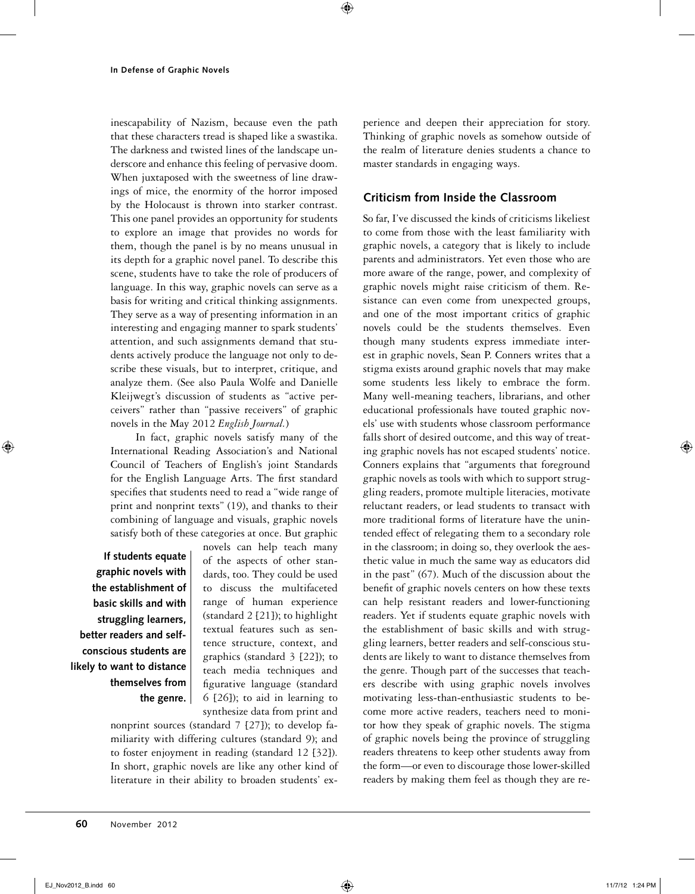inescapability of Nazism, because even the path that these characters tread is shaped like a swastika. The darkness and twisted lines of the landscape underscore and enhance this feeling of pervasive doom. When juxtaposed with the sweetness of line drawings of mice, the enormity of the horror imposed by the Holocaust is thrown into starker contrast. This one panel provides an opportunity for students to explore an image that provides no words for them, though the panel is by no means unusual in its depth for a graphic novel panel. To describe this scene, students have to take the role of producers of language. In this way, graphic novels can serve as a basis for writing and critical thinking assignments. They serve as a way of presenting information in an interesting and engaging manner to spark students' attention, and such assignments demand that students actively produce the language not only to describe these visuals, but to interpret, critique, and analyze them. (See also Paula Wolfe and Danielle Kleijwegt's discussion of students as "active perceivers" rather than "passive receivers" of graphic novels in the May 2012 *English Journal*.)

In fact, graphic novels satisfy many of the International Reading Association's and National Council of Teachers of English's joint Standards for the English Language Arts. The first standard specifies that students need to read a "wide range of print and nonprint texts" (19), and thanks to their combining of language and visuals, graphic novels satisfy both of these categories at once. But graphic novels can help teach many of the aspects of other standards, too. They could be used to discuss the multifaceted range of human experience (standard 2 [21]); to highlight textual features such as sentence structure, context, and graphics (standard 3 [22]); to teach media techniques and figurative language (standard 6 [26]); to aid in learning to synthesize data from print and nonprint sources (standard 7 [27]); to develop familiarity with differing cultures (standard 9); and to foster enjoyment in reading (standard 12 [32]). In short, graphic novels are like any other kind of literature in their ability to broaden students' experience and deepen their appreciation for story. Thinking of graphic novels as somehow outside of the realm of literature denies students a chance to master standards in engaging ways.

**If students equate graphic novels with the establishment of basic skills and with struggling learners, better readers and self-conscious students are likely to want to distance themselves from the genre.**

## Criticism from Inside the Classroom

So far, I've discussed the kinds of criticisms likeliest to come from those with the least familiarity with graphic novels, a category that is likely to include parents and administrators. Yet even those who are more aware of the range, power, and complexity of graphic novels might raise criticism of them. Resistance can even come from unexpected groups, and one of the most important critics of graphic novels could be the students themselves. Even though many students express immediate interest in graphic novels, Sean P. Conners writes that a stigma exists around graphic novels that may make some students less likely to embrace the form. Many well-meaning teachers, librarians, and other educational professionals have touted graphic novels' use with students whose classroom performance falls short of desired outcome, and this way of treating graphic novels has not escaped students' notice. Conners explains that "arguments that foreground graphic novels as tools with which to support struggling readers, promote multiple literacies, motivate reluctant readers, or lead students to transact with more traditional forms of literature have the unintended effect of relegating them to a secondary role in the classroom; in doing so, they overlook the aesthetic value in much the same way as educators did in the past" (67). Much of the discussion about the benefit of graphic novels centers on how these texts can help resistant readers and lower-functioning readers. Yet if students equate graphic novels with the establishment of basic skills and with struggling learners, better readers and self-conscious students are likely to want to distance themselves from the genre. Though part of the successes that teachers describe with using graphic novels involves motivating less-than-enthusiastic students to become more active readers, teachers need to monitor how they speak of graphic novels. The stigma of graphic novels being the province of struggling readers threatens to keep other students away from the form—or even to discourage those lower-skilled readers by making them feel as though they are re-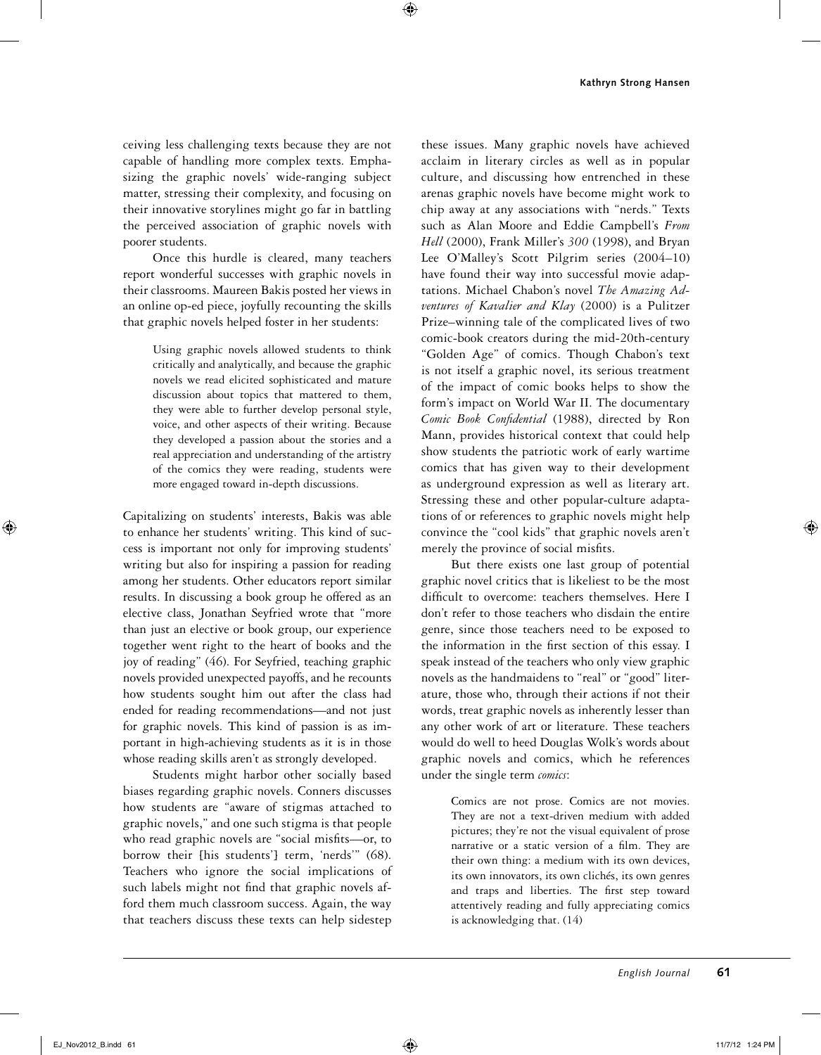ceiving less challenging texts because they are not capable of handling more complex texts. Emphasizing the graphic novels' wide-ranging subject matter, stressing their complexity, and focusing on their innovative storylines might go far in battling the perceived association of graphic novels with poorer students.

Once this hurdle is cleared, many teachers report wonderful successes with graphic novels in their classrooms. Maureen Bakis posted her views in an online op-ed piece, joyfully recounting the skills that graphic novels helped foster in her students:

> Using graphic novels allowed students to think critically and analytically, and because the graphic novels we read elicited sophisticated and mature discussion about topics that mattered to them, they were able to further develop personal style, voice, and other aspects of their writing. Because they developed a passion about the stories and a real appreciation and understanding of the artistry of the comics they were reading, students were more engaged toward in-depth discussions.

Capitalizing on students' interests, Bakis was able to enhance her students' writing. This kind of success is important not only for improving students' writing but also for inspiring a passion for reading among her students. Other educators report similar results. In discussing a book group he offered as an elective class, Jonathan Seyfried wrote that "more than just an elective or book group, our experience together went right to the heart of books and the joy of reading" (46). For Seyfried, teaching graphic novels provided unexpected payoffs, and he recounts how students sought him out after the class had ended for reading recommendations—and not just for graphic novels. This kind of passion is as important in high-achieving students as it is in those whose reading skills aren't as strongly developed.

Students might harbor other socially based biases regarding graphic novels. Conners discusses how students are "aware of stigmas attached to graphic novels," and one such stigma is that people who read graphic novels are "social misfits—or, to borrow their [his students'] term, 'nerds'" (68). Teachers who ignore the social implications of such labels might not find that graphic novels afford them much classroom success. Again, the way that teachers discuss these texts can help sidestep these issues. Many graphic novels have achieved acclaim in literary circles as well as in popular culture, and discussing how entrenched in these arenas graphic novels have become might work to chip away at any associations with "nerds." Texts such as Alan Moore and Eddie Campbell's *From Hell* (2000), Frank Miller's *300* (1998), and Bryan Lee O'Malley's Scott Pilgrim series (2004–10) have found their way into successful movie adaptations. Michael Chabon's novel *The Amazing Adventures of Kavalier and Klay* (2000) is a Pulitzer Prize–winning tale of the complicated lives of two comic-book creators during the mid-20th-century "Golden Age" of comics. Though Chabon's text is not itself a graphic novel, its serious treatment of the impact of comic books helps to show the form's impact on World War II. The documentary *Comic Book Confidential* (1988), directed by Ron Mann, provides historical context that could help show students the patriotic work of early wartime comics that has given way to their development as underground expression as well as literary art. Stressing these and other popular-culture adaptations of or references to graphic novels might help convince the "cool kids" that graphic novels aren't merely the province of social misfits.

But there exists one last group of potential graphic novel critics that is likeliest to be the most difficult to overcome: teachers themselves. Here I don't refer to those teachers who disdain the entire genre, since those teachers need to be exposed to the information in the first section of this essay. I speak instead of the teachers who only view graphic novels as the handmaidens to "real" or "good" literature, those who, through their actions if not their words, treat graphic novels as inherently lesser than any other work of art or literature. These teachers would do well to heed Douglas Wolk's words about graphic novels and comics, which he references under the single term *comics*:

> Comics are not prose. Comics are not movies. They are not a text-driven medium with added pictures; they're not the visual equivalent of prose narrative or a static version of a film. They are their own thing: a medium with its own devices, its own innovators, its own clichés, its own genres and traps and liberties. The first step toward attentively reading and fully appreciating comics is acknowledging that. (14)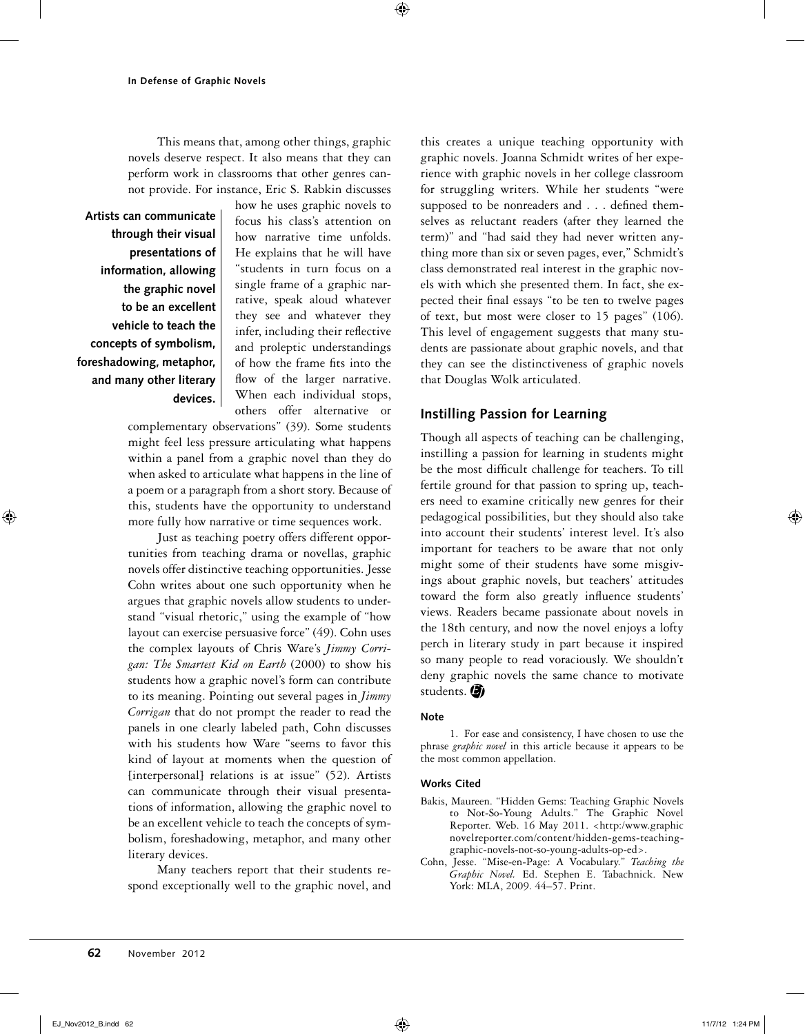This means that, among other things, graphic novels deserve respect. It also means that they can perform work in classrooms that other genres cannot provide. For instance, Eric S. Rabkin discusses how he uses graphic novels to focus his class's attention on how narrative time unfolds. He explains that he will have "students in turn focus on a single frame of a graphic narrative, speak aloud whatever they see and whatever they infer, including their reflective and proleptic understandings of how the frame fits into the flow of the larger narrative. When each individual stops, others offer alternative or complementary observations" (39). Some students might feel less pressure articulating what happens within a panel from a graphic novel than they do when asked to articulate what happens in the line of a poem or a paragraph from a short story. Because of this, students have the opportunity to understand more fully how narrative or time sequences work.

**Artists can communicate through their visual presentations of information, allowing the graphic novel to be an excellent vehicle to teach the concepts of symbolism, foreshadowing, metaphor, and many other literary devices.**

Just as teaching poetry offers different opportunities from teaching drama or novellas, graphic novels offer distinctive teaching opportunities. Jesse Cohn writes about one such opportunity when he argues that graphic novels allow students to understand "visual rhetoric," using the example of "how layout can exercise persuasive force" (49). Cohn uses the complex layouts of Chris Ware's *Jimmy Corrigan: The Smartest Kid on Earth* (2000) to show his students how a graphic novel's form can contribute to its meaning. Pointing out several pages in *Jimmy Corrigan* that do not prompt the reader to read the panels in one clearly labeled path, Cohn discusses with his students how Ware "seems to favor this kind of layout at moments when the question of [interpersonal] relations is at issue" (52). Artists can communicate through their visual presentations of information, allowing the graphic novel to be an excellent vehicle to teach the concepts of symbolism, foreshadowing, metaphor, and many other literary devices.

Many teachers report that their students respond exceptionally well to the graphic novel, and this creates a unique teaching opportunity with graphic novels. Joanna Schmidt writes of her experience with graphic novels in her college classroom for struggling writers. While her students "were supposed to be nonreaders and . . . defined themselves as reluctant readers (after they learned the term)" and "had said they had never written anything more than six or seven pages, ever," Schmidt's class demonstrated real interest in the graphic novels with which she presented them. In fact, she expected their final essays "to be ten to twelve pages of text, but most were closer to 15 pages" (106). This level of engagement suggests that many students are passionate about graphic novels, and that they can see the distinctiveness of graphic novels that Douglas Wolk articulated.

## Instilling Passion for Learning

Though all aspects of teaching can be challenging, instilling a passion for learning in students might be the most difficult challenge for teachers. To till fertile ground for that passion to spring up, teachers need to examine critically new genres for their pedagogical possibilities, but they should also take into account their students' interest level. It's also important for teachers to be aware that not only might some of their students have some misgivings about graphic novels, but teachers' attitudes toward the form also greatly influence students' views. Readers became passionate about novels in the 18th century, and now the novel enjoys a lofty perch in literary study in part because it inspired so many people to read voraciously. We shouldn't deny graphic novels the same chance to motivate students.

### Note

1. For ease and consistency, I have chosen to use the phrase *graphic novel* in this article because it appears to be the most common appellation.

### Works Cited

Bakis, Maureen. "Hidden Gems: Teaching Graphic Novels to Not-So-Young Adults." The Graphic Novel Reporter. Web. 16 May 2011. <http:/www.graphicnovelreporter.com/content/hidden-gems-teaching-graphic-novels-not-so-young-adults-op-ed>.

Cohn, Jesse. "Mise-en-Page: A Vocabulary." *Teaching the Graphic Novel.* Ed. Stephen E. Tabachnick. New York: MLA, 2009. 44–57. Print.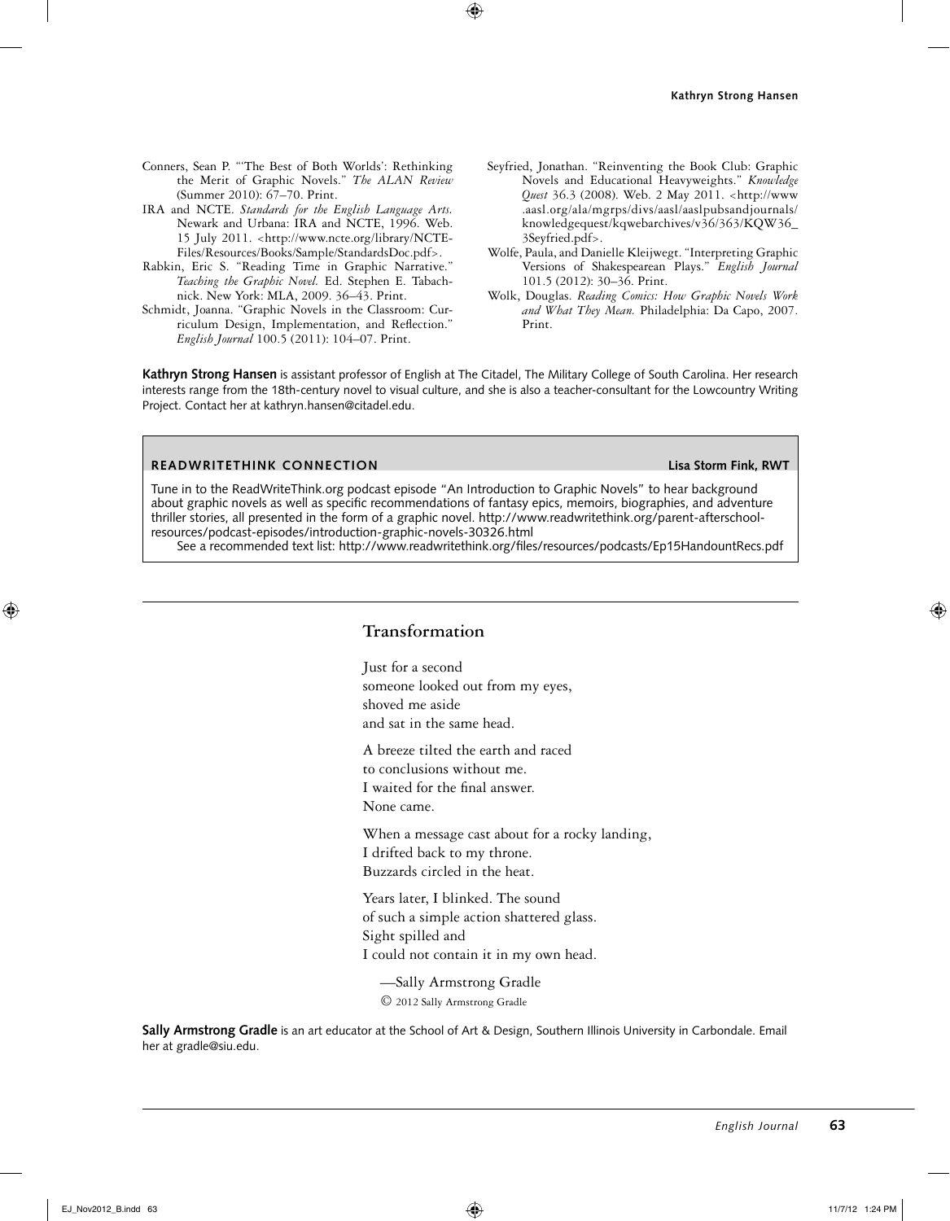Conners, Sean P. "'The Best of Both Worlds': Rethinking the Merit of Graphic Novels." *The ALAN Review* (Summer 2010): 67–70. Print.

IRA and NCTE. *Standards for the English Language Arts.* Newark and Urbana: IRA and NCTE, 1996. Web. 15 July 2011. <http://www.ncte.org/library/NCTE-Files/Resources/Books/Sample/StandardsDoc.pdf>.

Rabkin, Eric S. "Reading Time in Graphic Narrative." *Teaching the Graphic Novel.* Ed. Stephen E. Tabachnick. New York: MLA, 2009. 36–43. Print.

Schmidt, Joanna. "Graphic Novels in the Classroom: Curriculum Design, Implementation, and Reflection." *English Journal* 100.5 (2011): 104–07. Print.

Seyfried, Jonathan. "Reinventing the Book Club: Graphic Novels and Educational Heavyweights." *Knowledge Quest* 36.3 (2008). Web. 2 May 2011. <http://www.aasl.org/ala/mgrps/divs/aasl/aaslpubsandjournals/knowledgequest/kqwebarchives/v36/363/KQW36_3Seyfried.pdf>.

Wolfe, Paula, and Danielle Kleijwegt. "Interpreting Graphic Versions of Shakespearean Plays." *English Journal* 101.5 (2012): 30–36. Print.

Wolk, Douglas. *Reading Comics: How Graphic Novels Work and What They Mean.* Philadelphia: Da Capo, 2007. Print.

**Kathryn Strong Hansen** is assistant professor of English at The Citadel, The Military College of South Carolina. Her research interests range from the 18th-century novel to visual culture, and she is also a teacher-consultant for the Lowcountry Writing Project. Contact her at kathryn.hansen@citadel.edu.

**READWRITETHINK CONNECTION** — **Lisa Storm Fink, RWT**

Tune in to the ReadWriteThink.org podcast episode "An Introduction to Graphic Novels" to hear background about graphic novels as well as specific recommendations of fantasy epics, memoirs, biographies, and adventure thriller stories, all presented in the form of a graphic novel. http://www.readwritethink.org/parent-afterschool-resources/podcast-episodes/introduction-graphic-novels-30326.html

See a recommended text list: http://www.readwritethink.org/files/resources/podcasts/Ep15HandountRecs.pdf

## Transformation

Just for a second
someone looked out from my eyes,
shoved me aside
and sat in the same head.

A breeze tilted the earth and raced
to conclusions without me.
I waited for the final answer.
None came.

When a message cast about for a rocky landing,
I drifted back to my throne.
Buzzards circled in the heat.

Years later, I blinked. The sound
of such a simple action shattered glass.
Sight spilled and
I could not contain it in my own head.

—Sally Armstrong Gradle

© 2012 Sally Armstrong Gradle

**Sally Armstrong Gradle** is an art educator at the School of Art & Design, Southern Illinois University in Carbondale. Email her at gradle@siu.edu.